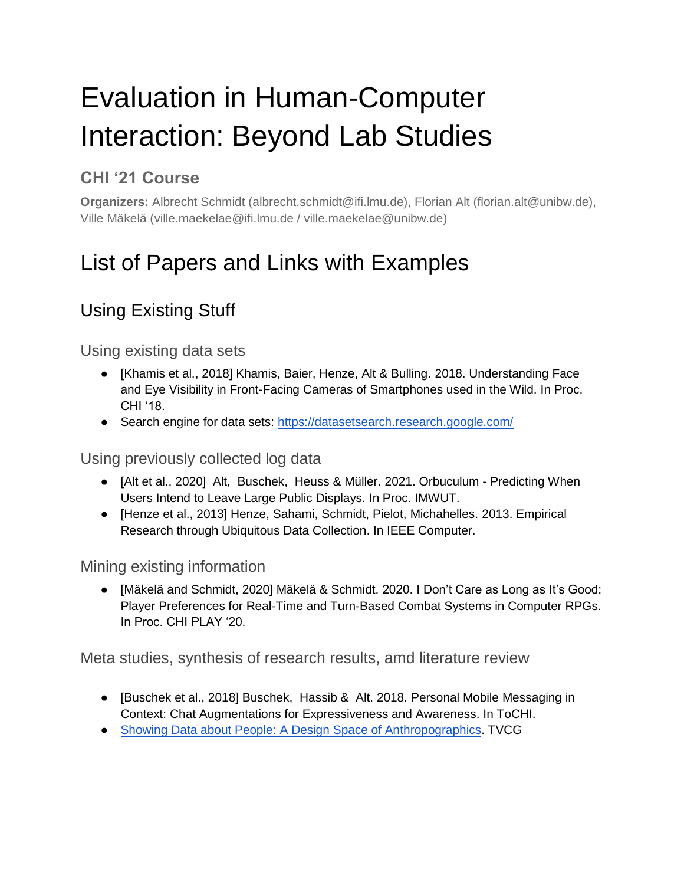# Evaluation in Human-Computer Interaction: Beyond Lab Studies

### CHI '21 Course

**Organizers:** Albrecht Schmidt (albrecht.schmidt@ifi.lmu.de), Florian Alt (florian.alt@unibw.de), Ville Mäkelä (ville.maekelae@ifi.lmu.de / ville.maekelae@unibw.de)

# List of Papers and Links with Examples

## Using Existing Stuff

### Using existing data sets

- [Khamis et al., 2018] Khamis, Baier, Henze, Alt & Bulling. 2018. Understanding Face and Eye Visibility in Front-Facing Cameras of Smartphones used in the Wild. In Proc. CHI '18.
- Search engine for data sets: [https://datasetsearch.research.google.com/](https://datasetsearch.research.google.com/)

### Using previously collected log data

- [Alt et al., 2020] Alt, Buschek, Heuss & Müller. 2021. Orbuculum - Predicting When Users Intend to Leave Large Public Displays. In Proc. IMWUT.
- [Henze et al., 2013] Henze, Sahami, Schmidt, Pielot, Michahelles. 2013. Empirical Research through Ubiquitous Data Collection. In IEEE Computer.

### Mining existing information

- [Mäkelä and Schmidt, 2020] Mäkelä & Schmidt. 2020. I Don't Care as Long as It's Good: Player Preferences for Real-Time and Turn-Based Combat Systems in Computer RPGs. In Proc. CHI PLAY '20.

### Meta studies, synthesis of research results, amd literature review

- [Buschek et al., 2018] Buschek, Hassib & Alt. 2018. Personal Mobile Messaging in Context: Chat Augmentations for Expressiveness and Awareness. In ToCHI.
- Showing Data about People: A Design Space of Anthropographics. TVCG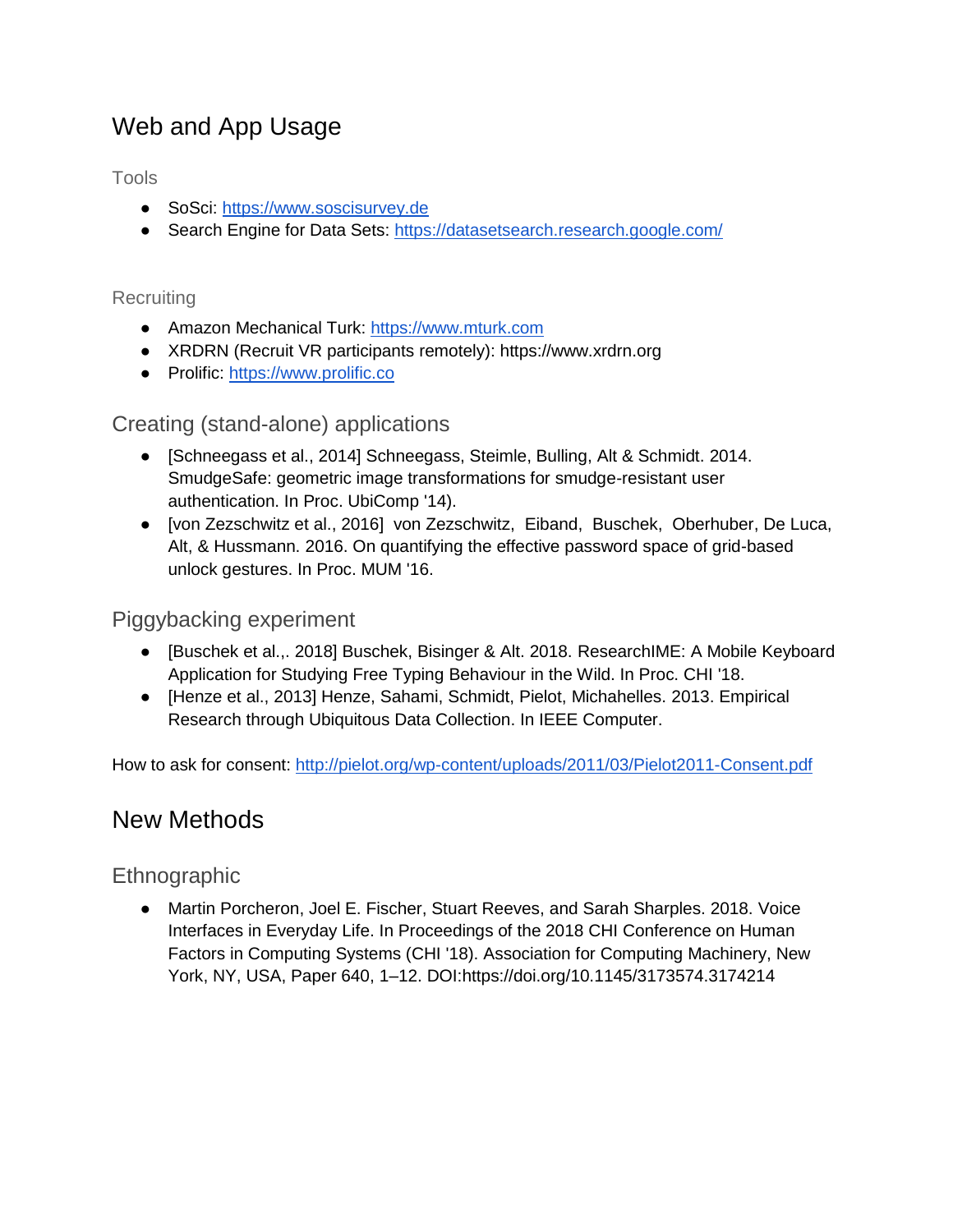# Web and App Usage

### Tools

- SoSci: https://www.soscisurvey.de
- Search Engine for Data Sets: https://datasetsearch.research.google.com/

### Recruiting

- Amazon Mechanical Turk: https://www.mturk.com
- XRDRN (Recruit VR participants remotely): https://www.xrdrn.org
- Prolific: https://www.prolific.co

## Creating (stand-alone) applications

- [Schneegass et al., 2014] Schneegass, Steimle, Bulling, Alt & Schmidt. 2014. SmudgeSafe: geometric image transformations for smudge-resistant user authentication. In Proc. UbiComp '14).
- [von Zezschwitz et al., 2016] von Zezschwitz, Eiband, Buschek, Oberhuber, De Luca, Alt, & Hussmann. 2016. On quantifying the effective password space of grid-based unlock gestures. In Proc. MUM '16.

## Piggybacking experiment

- [Buschek et al.,. 2018] Buschek, Bisinger & Alt. 2018. ResearchIME: A Mobile Keyboard Application for Studying Free Typing Behaviour in the Wild. In Proc. CHI '18.
- [Henze et al., 2013] Henze, Sahami, Schmidt, Pielot, Michahelles. 2013. Empirical Research through Ubiquitous Data Collection. In IEEE Computer.

How to ask for consent: http://pielot.org/wp-content/uploads/2011/03/Pielot2011-Consent.pdf

# New Methods

## Ethnographic

- Martin Porcheron, Joel E. Fischer, Stuart Reeves, and Sarah Sharples. 2018. Voice Interfaces in Everyday Life. In Proceedings of the 2018 CHI Conference on Human Factors in Computing Systems (CHI '18). Association for Computing Machinery, New York, NY, USA, Paper 640, 1–12. DOI:https://doi.org/10.1145/3173574.3174214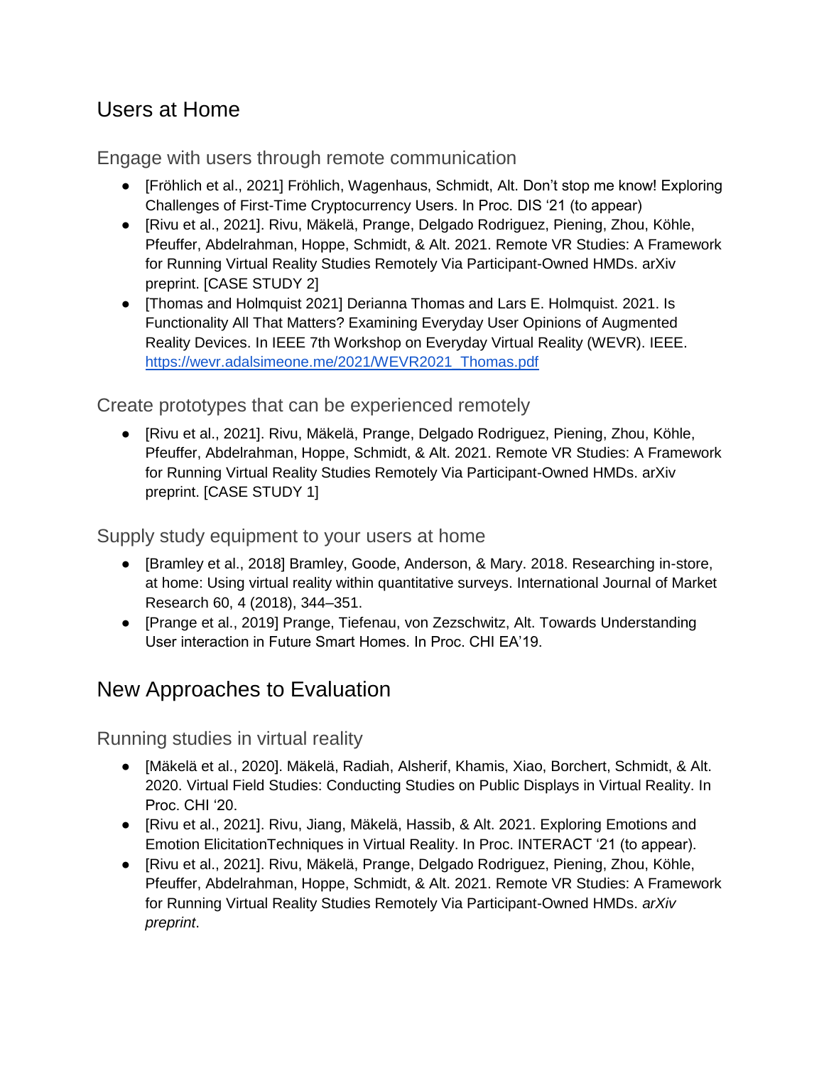## Users at Home

### Engage with users through remote communication

- [Fröhlich et al., 2021] Fröhlich, Wagenhaus, Schmidt, Alt. Don't stop me know! Exploring Challenges of First-Time Cryptocurrency Users. In Proc. DIS '21 (to appear)
- [Rivu et al., 2021]. Rivu, Mäkelä, Prange, Delgado Rodriguez, Piening, Zhou, Köhle, Pfeuffer, Abdelrahman, Hoppe, Schmidt, & Alt. 2021. Remote VR Studies: A Framework for Running Virtual Reality Studies Remotely Via Participant-Owned HMDs. arXiv preprint. [CASE STUDY 2]
- [Thomas and Holmquist 2021] Derianna Thomas and Lars E. Holmquist. 2021. Is Functionality All That Matters? Examining Everyday User Opinions of Augmented Reality Devices. In IEEE 7th Workshop on Everyday Virtual Reality (WEVR). IEEE. [https://wevr.adalsimeone.me/2021/WEVR2021_Thomas.pdf](https://wevr.adalsimeone.me/2021/WEVR2021_Thomas.pdf)

### Create prototypes that can be experienced remotely

- [Rivu et al., 2021]. Rivu, Mäkelä, Prange, Delgado Rodriguez, Piening, Zhou, Köhle, Pfeuffer, Abdelrahman, Hoppe, Schmidt, & Alt. 2021. Remote VR Studies: A Framework for Running Virtual Reality Studies Remotely Via Participant-Owned HMDs. arXiv preprint. [CASE STUDY 1]

### Supply study equipment to your users at home

- [Bramley et al., 2018] Bramley, Goode, Anderson, & Mary. 2018. Researching in-store, at home: Using virtual reality within quantitative surveys. International Journal of Market Research 60, 4 (2018), 344–351.
- [Prange et al., 2019] Prange, Tiefenau, von Zezschwitz, Alt. Towards Understanding User interaction in Future Smart Homes. In Proc. CHI EA'19.

## New Approaches to Evaluation

### Running studies in virtual reality

- [Mäkelä et al., 2020]. Mäkelä, Radiah, Alsherif, Khamis, Xiao, Borchert, Schmidt, & Alt. 2020. Virtual Field Studies: Conducting Studies on Public Displays in Virtual Reality. In Proc. CHI '20.
- [Rivu et al., 2021]. Rivu, Jiang, Mäkelä, Hassib, & Alt. 2021. Exploring Emotions and Emotion ElicitationTechniques in Virtual Reality. In Proc. INTERACT '21 (to appear).
- [Rivu et al., 2021]. Rivu, Mäkelä, Prange, Delgado Rodriguez, Piening, Zhou, Köhle, Pfeuffer, Abdelrahman, Hoppe, Schmidt, & Alt. 2021. Remote VR Studies: A Framework for Running Virtual Reality Studies Remotely Via Participant-Owned HMDs. *arXiv preprint*.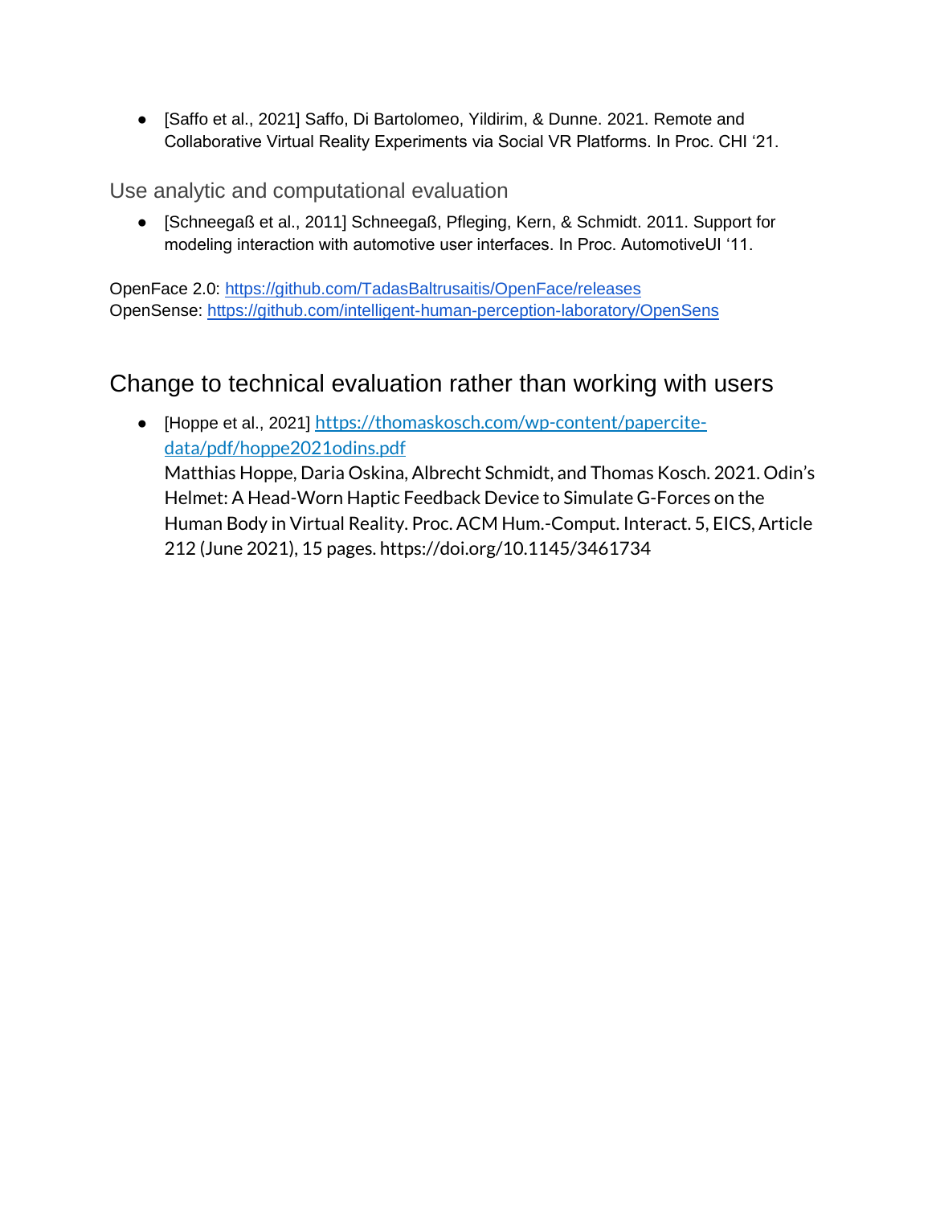- [Saffo et al., 2021] Saffo, Di Bartolomeo, Yildirim, & Dunne. 2021. Remote and Collaborative Virtual Reality Experiments via Social VR Platforms. In Proc. CHI '21.

### Use analytic and computational evaluation

- [Schneegaß et al., 2011] Schneegaß, Pfleging, Kern, & Schmidt. 2011. Support for modeling interaction with automotive user interfaces. In Proc. AutomotiveUI '11.

OpenFace 2.0: https://github.com/TadasBaltrusaitis/OpenFace/releases
OpenSense: https://github.com/intelligent-human-perception-laboratory/OpenSens

## Change to technical evaluation rather than working with users

- [Hoppe et al., 2021] https://thomaskosch.com/wp-content/papercite-data/pdf/hoppe2021odins.pdf
  Matthias Hoppe, Daria Oskina, Albrecht Schmidt, and Thomas Kosch. 2021. Odin's Helmet: A Head-Worn Haptic Feedback Device to Simulate G-Forces on the Human Body in Virtual Reality. Proc. ACM Hum.-Comput. Interact. 5, EICS, Article 212 (June 2021), 15 pages. https://doi.org/10.1145/3461734